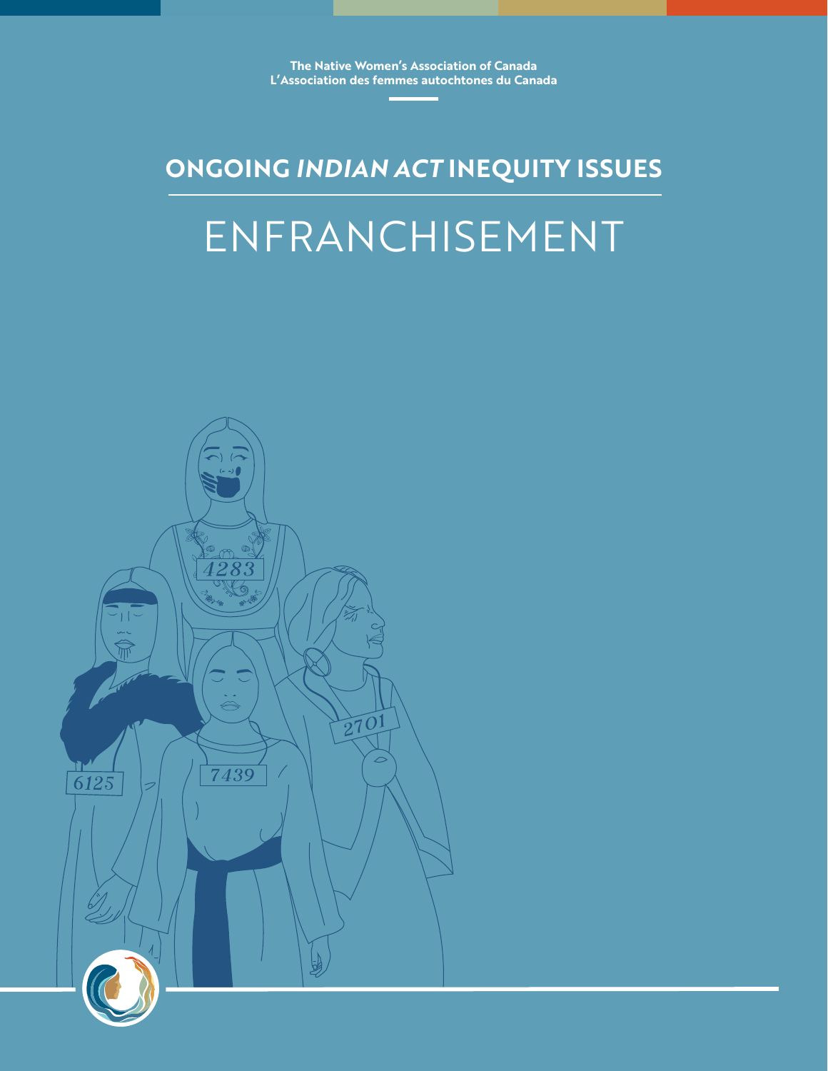The Native Women's Association of Canada
L'Association des femmes autochtones du Canada

## ONGOING *INDIAN ACT* INEQUITY ISSUES

# ENFRANCHISEMENT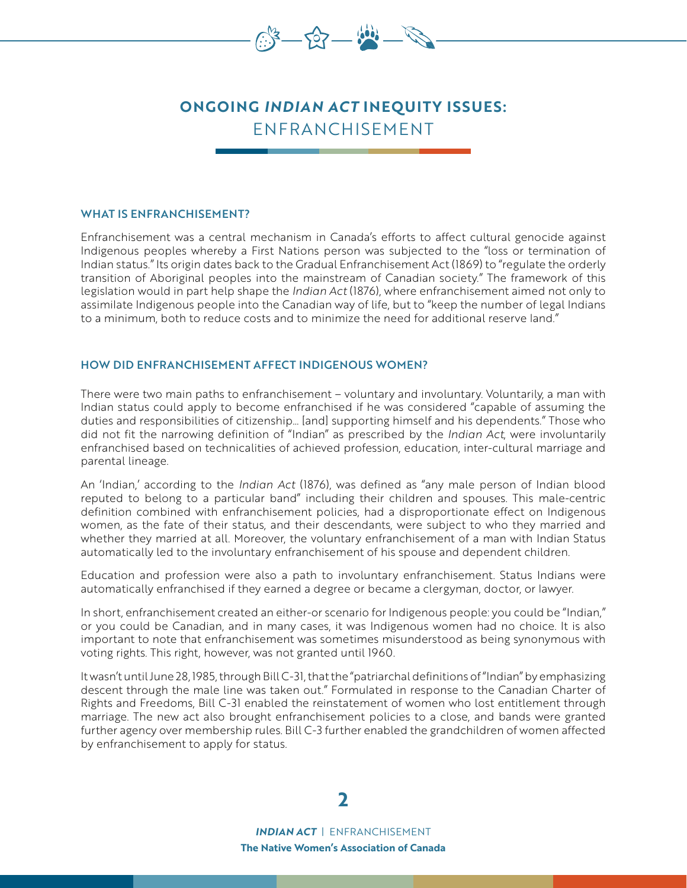# ONGOING *INDIAN ACT* INEQUITY ISSUES: ENFRANCHISEMENT

### WHAT IS ENFRANCHISEMENT?

Enfranchisement was a central mechanism in Canada's efforts to affect cultural genocide against Indigenous peoples whereby a First Nations person was subjected to the "loss or termination of Indian status." Its origin dates back to the Gradual Enfranchisement Act (1869) to "regulate the orderly transition of Aboriginal peoples into the mainstream of Canadian society." The framework of this legislation would in part help shape the *Indian Act* (1876), where enfranchisement aimed not only to assimilate Indigenous people into the Canadian way of life, but to "keep the number of legal Indians to a minimum, both to reduce costs and to minimize the need for additional reserve land."

### HOW DID ENFRANCHISEMENT AFFECT INDIGENOUS WOMEN?

There were two main paths to enfranchisement – voluntary and involuntary. Voluntarily, a man with Indian status could apply to become enfranchised if he was considered "capable of assuming the duties and responsibilities of citizenship... [and] supporting himself and his dependents." Those who did not fit the narrowing definition of "Indian" as prescribed by the *Indian Act*, were involuntarily enfranchised based on technicalities of achieved profession, education, inter-cultural marriage and parental lineage.

An 'Indian,' according to the *Indian Act* (1876), was defined as "any male person of Indian blood reputed to belong to a particular band" including their children and spouses. This male-centric definition combined with enfranchisement policies, had a disproportionate effect on Indigenous women, as the fate of their status, and their descendants, were subject to who they married and whether they married at all. Moreover, the voluntary enfranchisement of a man with Indian Status automatically led to the involuntary enfranchisement of his spouse and dependent children.

Education and profession were also a path to involuntary enfranchisement. Status Indians were automatically enfranchised if they earned a degree or became a clergyman, doctor, or lawyer.

In short, enfranchisement created an either-or scenario for Indigenous people: you could be "Indian," or you could be Canadian, and in many cases, it was Indigenous women had no choice. It is also important to note that enfranchisement was sometimes misunderstood as being synonymous with voting rights. This right, however, was not granted until 1960.

It wasn't until June 28, 1985, through Bill C-31, that the "patriarchal definitions of "Indian" by emphasizing descent through the male line was taken out." Formulated in response to the Canadian Charter of Rights and Freedoms, Bill C-31 enabled the reinstatement of women who lost entitlement through marriage. The new act also brought enfranchisement policies to a close, and bands were granted further agency over membership rules. Bill C-3 further enabled the grandchildren of women affected by enfranchisement to apply for status.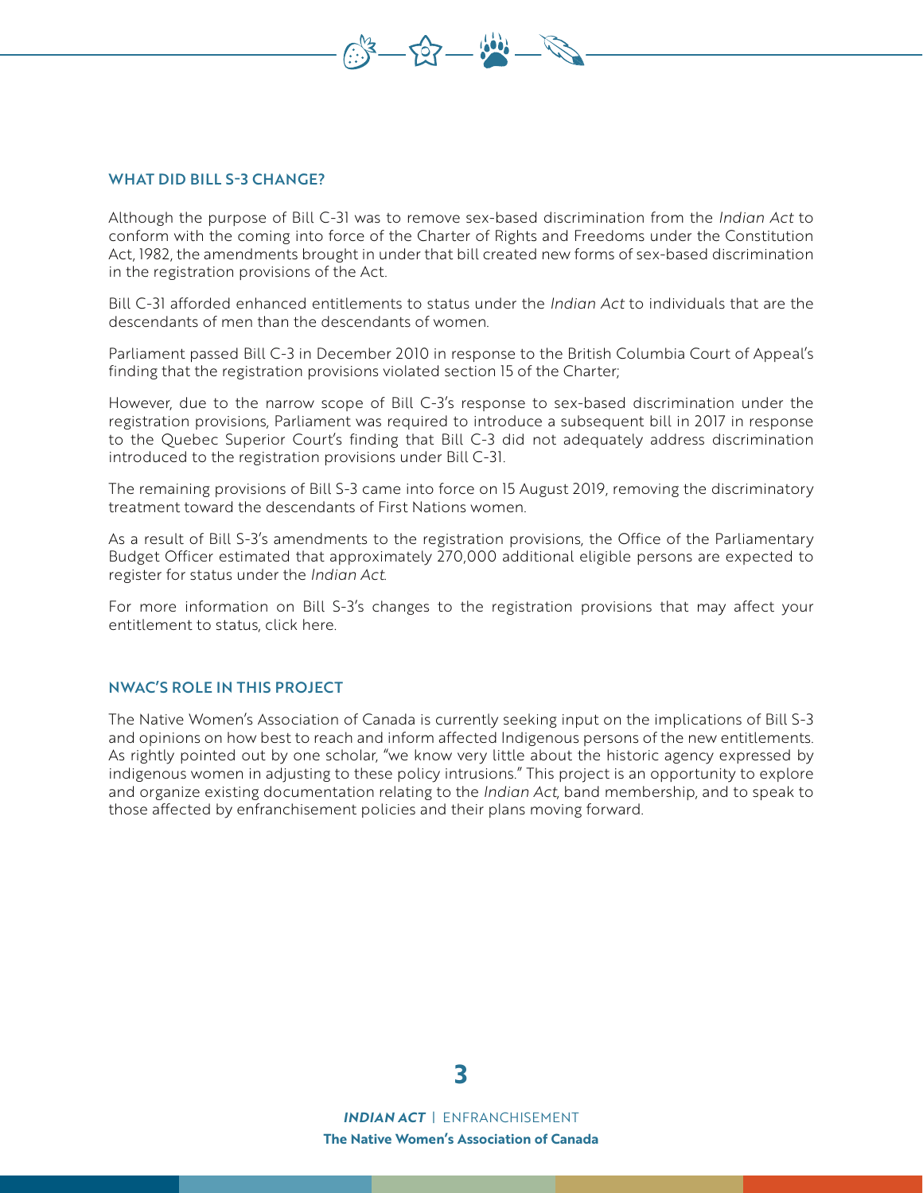### WHAT DID BILL S-3 CHANGE?

Although the purpose of Bill C-31 was to remove sex-based discrimination from the *Indian Act* to conform with the coming into force of the Charter of Rights and Freedoms under the Constitution Act, 1982, the amendments brought in under that bill created new forms of sex-based discrimination in the registration provisions of the Act.

Bill C-31 afforded enhanced entitlements to status under the *Indian Act* to individuals that are the descendants of men than the descendants of women.

Parliament passed Bill C-3 in December 2010 in response to the British Columbia Court of Appeal's finding that the registration provisions violated section 15 of the Charter;

However, due to the narrow scope of Bill C-3's response to sex-based discrimination under the registration provisions, Parliament was required to introduce a subsequent bill in 2017 in response to the Quebec Superior Court's finding that Bill C-3 did not adequately address discrimination introduced to the registration provisions under Bill C-31.

The remaining provisions of Bill S-3 came into force on 15 August 2019, removing the discriminatory treatment toward the descendants of First Nations women.

As a result of Bill S-3's amendments to the registration provisions, the Office of the Parliamentary Budget Officer estimated that approximately 270,000 additional eligible persons are expected to register for status under the *Indian Act*.

For more information on Bill S-3's changes to the registration provisions that may affect your entitlement to status, click here.

### NWAC'S ROLE IN THIS PROJECT

The Native Women's Association of Canada is currently seeking input on the implications of Bill S-3 and opinions on how best to reach and inform affected Indigenous persons of the new entitlements. As rightly pointed out by one scholar, "we know very little about the historic agency expressed by indigenous women in adjusting to these policy intrusions." This project is an opportunity to explore and organize existing documentation relating to the *Indian Act*, band membership, and to speak to those affected by enfranchisement policies and their plans moving forward.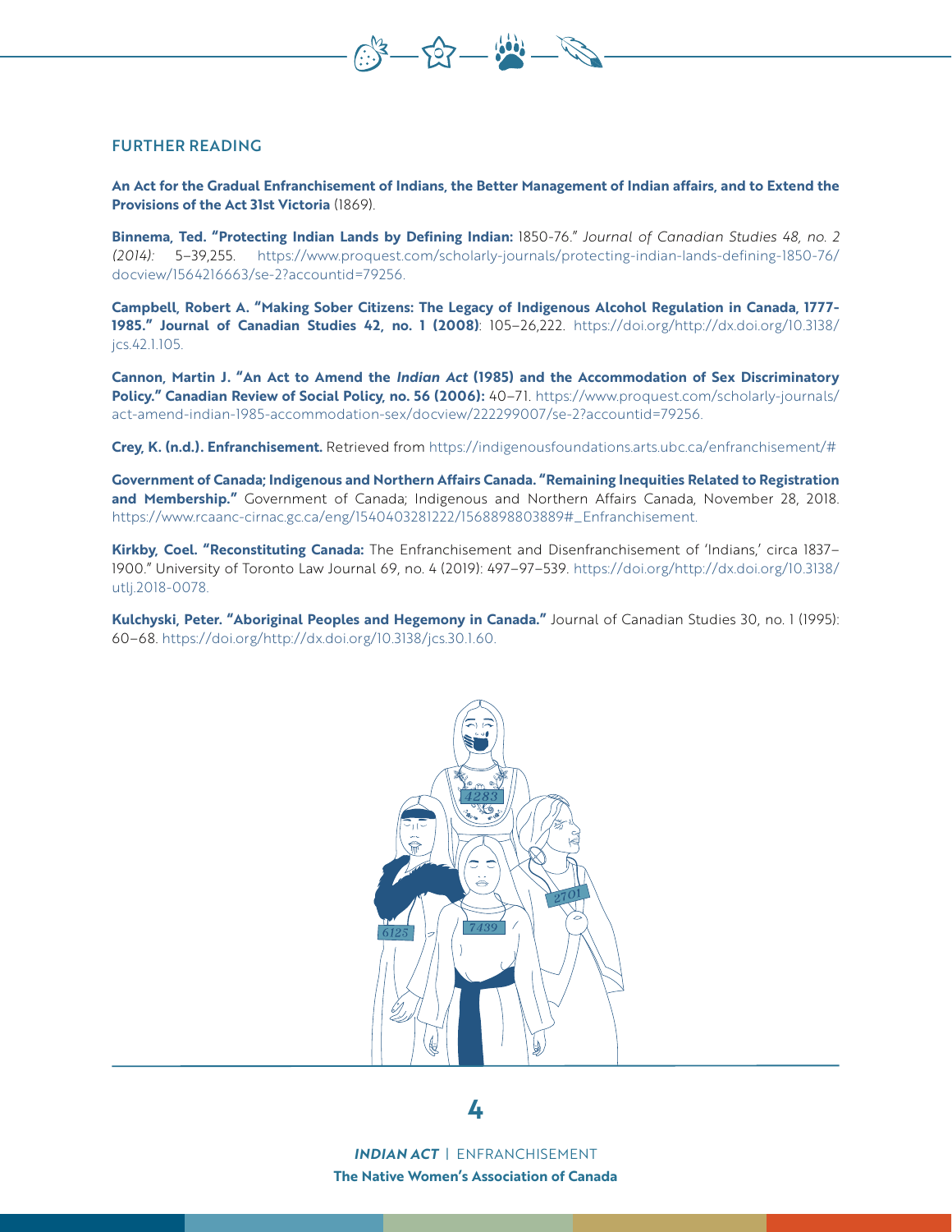## FURTHER READING

**An Act for the Gradual Enfranchisement of Indians, the Better Management of Indian affairs, and to Extend the Provisions of the Act 31st Victoria** (1869).

**Binnema, Ted. "Protecting Indian Lands by Defining Indian:** 1850-76." *Journal of Canadian Studies 48, no. 2 (2014):* 5–39,255. https://www.proquest.com/scholarly-journals/protecting-indian-lands-defining-1850-76/docview/1564216663/se-2?accountid=79256.

**Campbell, Robert A. "Making Sober Citizens: The Legacy of Indigenous Alcohol Regulation in Canada, 1777-1985." Journal of Canadian Studies 42, no. 1 (2008)**: 105–26,222. https://doi.org/http://dx.doi.org/10.3138/jcs.42.1.105.

**Cannon, Martin J. "An Act to Amend the *Indian Act* (1985) and the Accommodation of Sex Discriminatory Policy." Canadian Review of Social Policy, no. 56 (2006):** 40–71. https://www.proquest.com/scholarly-journals/act-amend-indian-1985-accommodation-sex/docview/222299007/se-2?accountid=79256.

**Crey, K. (n.d.). Enfranchisement.** Retrieved from https://indigenousfoundations.arts.ubc.ca/enfranchisement/#

**Government of Canada; Indigenous and Northern Affairs Canada. "Remaining Inequities Related to Registration and Membership."** Government of Canada; Indigenous and Northern Affairs Canada, November 28, 2018. https://www.rcaanc-cirnac.gc.ca/eng/1540403281222/1568898803889#_Enfranchisement.

**Kirkby, Coel. "Reconstituting Canada:** The Enfranchisement and Disenfranchisement of 'Indians,' circa 1837–1900." University of Toronto Law Journal 69, no. 4 (2019): 497–97–539. https://doi.org/http://dx.doi.org/10.3138/utlj.2018-0078.

**Kulchyski, Peter. "Aboriginal Peoples and Hegemony in Canada."** Journal of Canadian Studies 30, no. 1 (1995): 60–68. https://doi.org/http://dx.doi.org/10.3138/jcs.30.1.60.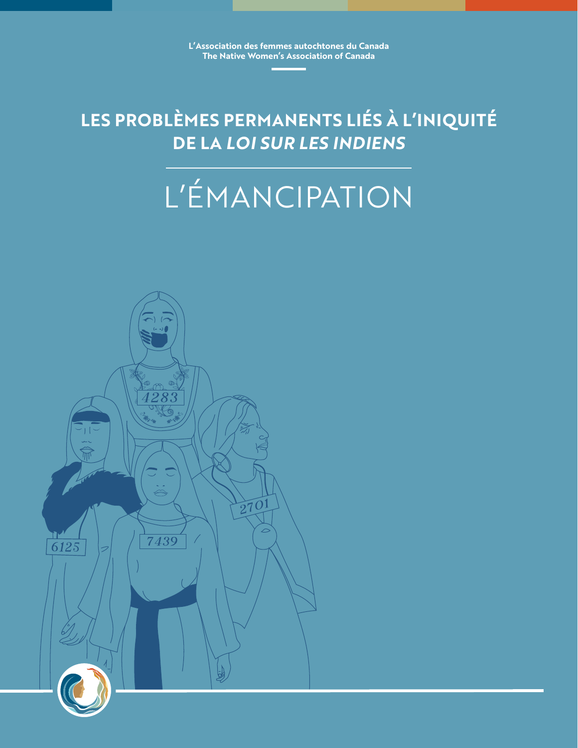L'Association des femmes autochtones du Canada
The Native Women's Association of Canada

# LES PROBLÈMES PERMANENTS LIÉS À L'INIQUITÉ DE LA *LOI SUR LES INDIENS*

## L'ÉMANCIPATION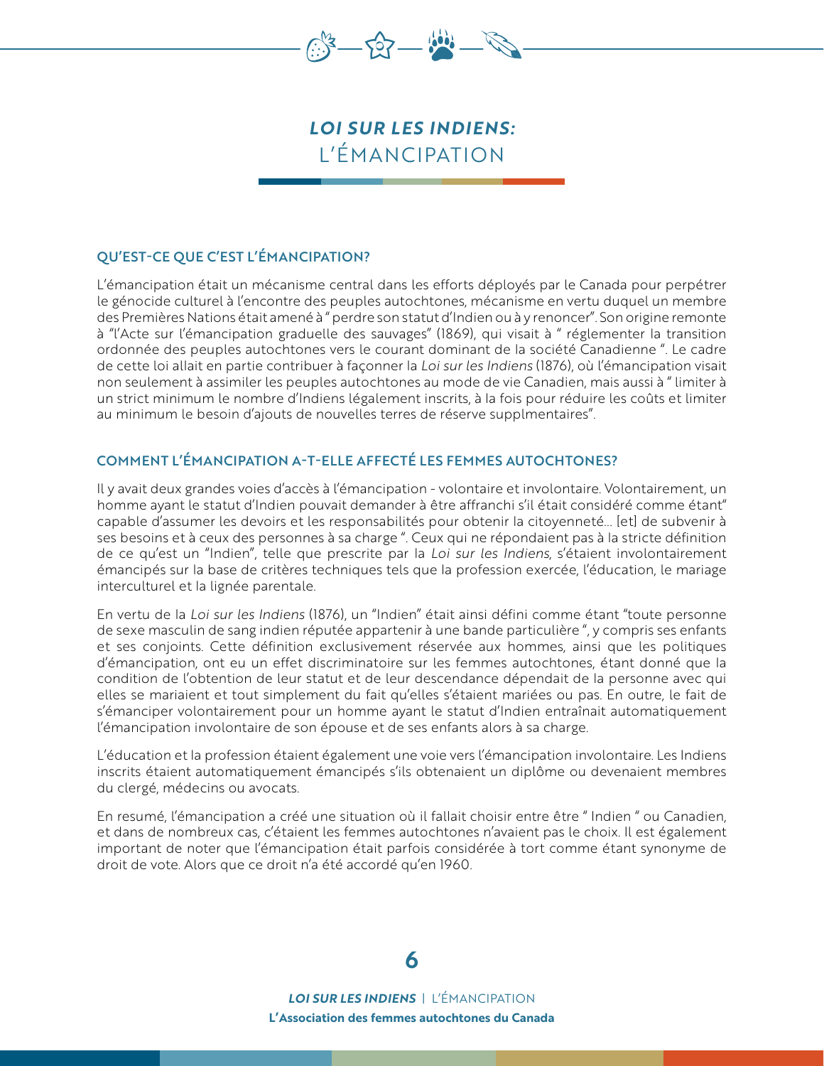# *LOI SUR LES INDIENS:* L'ÉMANCIPATION

## QU'EST-CE QUE C'EST L'ÉMANCIPATION?

L'émancipation était un mécanisme central dans les efforts déployés par le Canada pour perpétrer le génocide culturel à l'encontre des peuples autochtones, mécanisme en vertu duquel un membre des Premières Nations était amené à " perdre son statut d'Indien ou à y renoncer". Son origine remonte à "l'Acte sur l'émancipation graduelle des sauvages" (1869), qui visait à " réglementer la transition ordonnée des peuples autochtones vers le courant dominant de la société Canadienne ". Le cadre de cette loi allait en partie contribuer à façonner la *Loi sur les Indiens* (1876), où l'émancipation visait non seulement à assimiler les peuples autochtones au mode de vie Canadien, mais aussi à " limiter à un strict minimum le nombre d'Indiens légalement inscrits, à la fois pour réduire les coûts et limiter au minimum le besoin d'ajouts de nouvelles terres de réserve supplmentaires".

## COMMENT L'ÉMANCIPATION A-T-ELLE AFFECTÉ LES FEMMES AUTOCHTONES?

Il y avait deux grandes voies d'accès à l'émancipation - volontaire et involontaire. Volontairement, un homme ayant le statut d'Indien pouvait demander à être affranchi s'il était considéré comme étant" capable d'assumer les devoirs et les responsabilités pour obtenir la citoyenneté... [et] de subvenir à ses besoins et à ceux des personnes à sa charge ". Ceux qui ne répondaient pas à la stricte définition de ce qu'est un "Indien", telle que prescrite par la *Loi sur les Indiens*, s'étaient involontairement émancipés sur la base de critères techniques tels que la profession exercée, l'éducation, le mariage interculturel et la lignée parentale.

En vertu de la *Loi sur les Indiens* (1876), un "Indien" était ainsi défini comme étant "toute personne de sexe masculin de sang indien réputée appartenir à une bande particulière ", y compris ses enfants et ses conjoints. Cette définition exclusivement réservée aux hommes, ainsi que les politiques d'émancipation, ont eu un effet discriminatoire sur les femmes autochtones, étant donné que la condition de l'obtention de leur statut et de leur descendance dépendait de la personne avec qui elles se mariaient et tout simplement du fait qu'elles s'étaient mariées ou pas. En outre, le fait de s'émanciper volontairement pour un homme ayant le statut d'Indien entraînait automatiquement l'émancipation involontaire de son épouse et de ses enfants alors à sa charge.

L'éducation et la profession étaient également une voie vers l'émancipation involontaire. Les Indiens inscrits étaient automatiquement émancipés s'ils obtenaient un diplôme ou devenaient membres du clergé, médecins ou avocats.

En resumé, l'émancipation a créé une situation où il fallait choisir entre être " Indien " ou Canadien, et dans de nombreux cas, c'étaient les femmes autochtones n'avaient pas le choix. Il est également important de noter que l'émancipation était parfois considérée à tort comme étant synonyme de droit de vote. Alors que ce droit n'a été accordé qu'en 1960.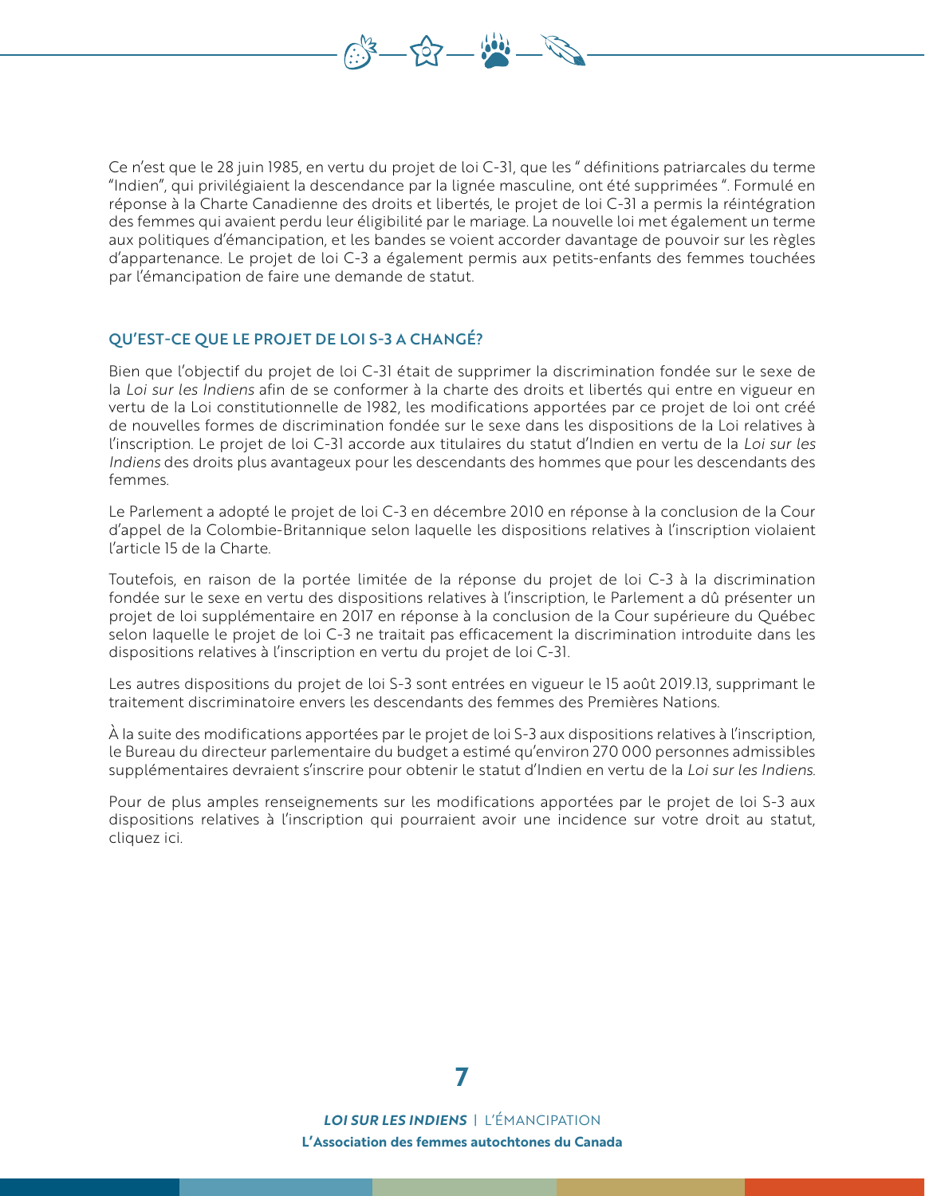Ce n'est que le 28 juin 1985, en vertu du projet de loi C-31, que les " définitions patriarcales du terme "Indien", qui privilégiaient la descendance par la lignée masculine, ont été supprimées ". Formulé en réponse à la Charte Canadienne des droits et libertés, le projet de loi C-31 a permis la réintégration des femmes qui avaient perdu leur éligibilité par le mariage. La nouvelle loi met également un terme aux politiques d'émancipation, et les bandes se voient accorder davantage de pouvoir sur les règles d'appartenance. Le projet de loi C-3 a également permis aux petits-enfants des femmes touchées par l'émancipation de faire une demande de statut.

## QU'EST-CE QUE LE PROJET DE LOI S-3 A CHANGÉ?

Bien que l'objectif du projet de loi C-31 était de supprimer la discrimination fondée sur le sexe de la *Loi sur les Indiens* afin de se conformer à la charte des droits et libertés qui entre en vigueur en vertu de la Loi constitutionnelle de 1982, les modifications apportées par ce projet de loi ont créé de nouvelles formes de discrimination fondée sur le sexe dans les dispositions de la Loi relatives à l'inscription. Le projet de loi C-31 accorde aux titulaires du statut d'Indien en vertu de la *Loi sur les Indiens* des droits plus avantageux pour les descendants des hommes que pour les descendants des femmes.

Le Parlement a adopté le projet de loi C-3 en décembre 2010 en réponse à la conclusion de la Cour d'appel de la Colombie-Britannique selon laquelle les dispositions relatives à l'inscription violaient l'article 15 de la Charte.

Toutefois, en raison de la portée limitée de la réponse du projet de loi C-3 à la discrimination fondée sur le sexe en vertu des dispositions relatives à l'inscription, le Parlement a dû présenter un projet de loi supplémentaire en 2017 en réponse à la conclusion de la Cour supérieure du Québec selon laquelle le projet de loi C-3 ne traitait pas efficacement la discrimination introduite dans les dispositions relatives à l'inscription en vertu du projet de loi C-31.

Les autres dispositions du projet de loi S-3 sont entrées en vigueur le 15 août 2019.13, supprimant le traitement discriminatoire envers les descendants des femmes des Premières Nations.

À la suite des modifications apportées par le projet de loi S-3 aux dispositions relatives à l'inscription, le Bureau du directeur parlementaire du budget a estimé qu'environ 270 000 personnes admissibles supplémentaires devraient s'inscrire pour obtenir le statut d'Indien en vertu de la *Loi sur les Indiens*.

Pour de plus amples renseignements sur les modifications apportées par le projet de loi S-3 aux dispositions relatives à l'inscription qui pourraient avoir une incidence sur votre droit au statut, cliquez ici.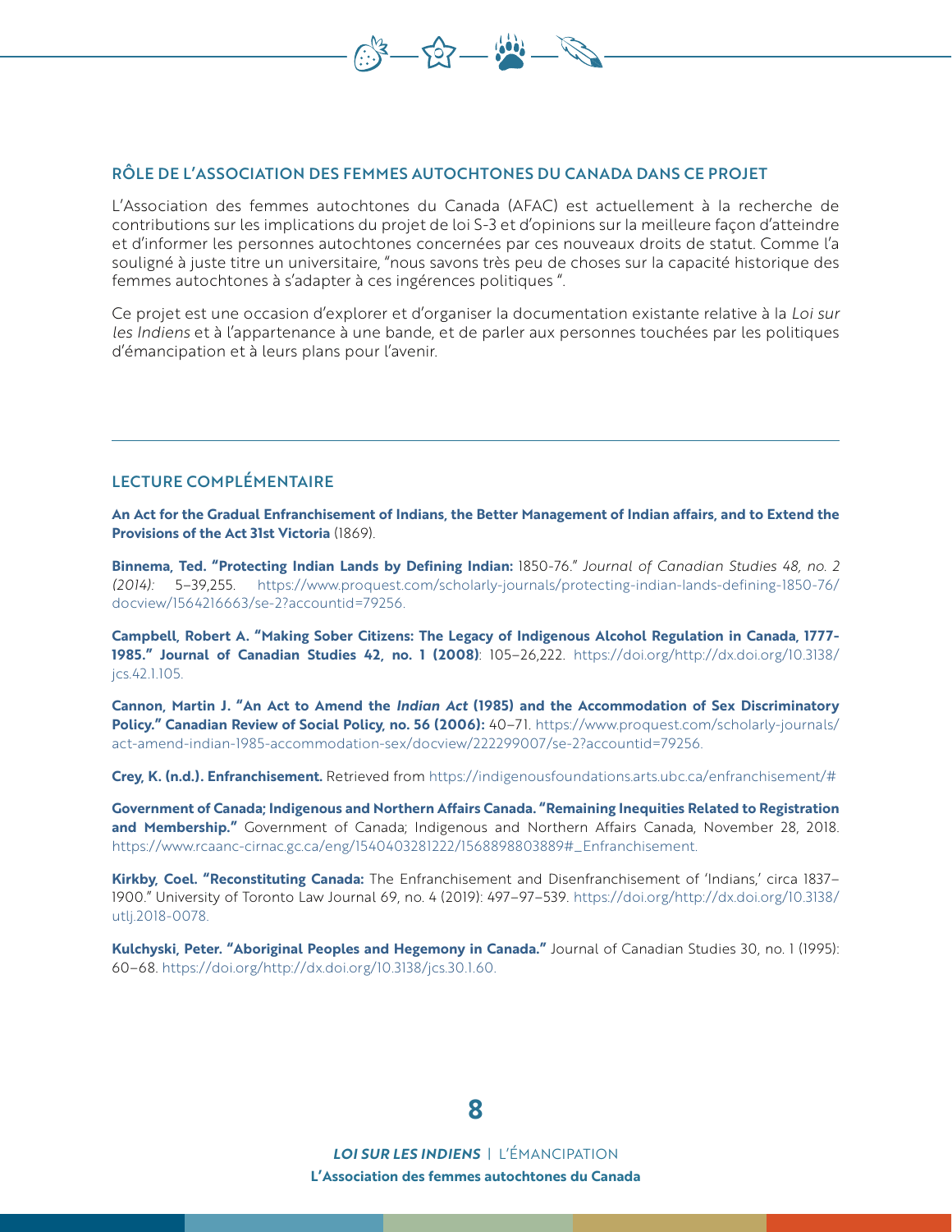## RÔLE DE L'ASSOCIATION DES FEMMES AUTOCHTONES DU CANADA DANS CE PROJET

L'Association des femmes autochtones du Canada (AFAC) est actuellement à la recherche de contributions sur les implications du projet de loi S-3 et d'opinions sur la meilleure façon d'atteindre et d'informer les personnes autochtones concernées par ces nouveaux droits de statut. Comme l'a souligné à juste titre un universitaire, "nous savons très peu de choses sur la capacité historique des femmes autochtones à s'adapter à ces ingérences politiques ".

Ce projet est une occasion d'explorer et d'organiser la documentation existante relative à la *Loi sur les Indiens* et à l'appartenance à une bande, et de parler aux personnes touchées par les politiques d'émancipation et à leurs plans pour l'avenir.

---

## LECTURE COMPLÉMENTAIRE

**An Act for the Gradual Enfranchisement of Indians, the Better Management of Indian affairs, and to Extend the Provisions of the Act 31st Victoria** (1869).

**Binnema, Ted. "Protecting Indian Lands by Defining Indian:** 1850-76." *Journal of Canadian Studies 48, no. 2 (2014):* 5–39,255. https://www.proquest.com/scholarly-journals/protecting-indian-lands-defining-1850-76/docview/1564216663/se-2?accountid=79256.

**Campbell, Robert A. "Making Sober Citizens: The Legacy of Indigenous Alcohol Regulation in Canada, 1777-1985." Journal of Canadian Studies 42, no. 1 (2008)**: 105–26,222. https://doi.org/http://dx.doi.org/10.3138/jcs.42.1.105.

**Cannon, Martin J. "An Act to Amend the *Indian Act* (1985) and the Accommodation of Sex Discriminatory Policy." Canadian Review of Social Policy, no. 56 (2006):** 40–71. https://www.proquest.com/scholarly-journals/act-amend-indian-1985-accommodation-sex/docview/222299007/se-2?accountid=79256.

**Crey, K. (n.d.). Enfranchisement.** Retrieved from https://indigenousfoundations.arts.ubc.ca/enfranchisement/#

**Government of Canada; Indigenous and Northern Affairs Canada. "Remaining Inequities Related to Registration and Membership."** Government of Canada; Indigenous and Northern Affairs Canada, November 28, 2018. https://www.rcaanc-cirnac.gc.ca/eng/1540403281222/1568898803889#_Enfranchisement.

**Kirkby, Coel. "Reconstituting Canada:** The Enfranchisement and Disenfranchisement of 'Indians,' circa 1837–1900." University of Toronto Law Journal 69, no. 4 (2019): 497–97–539. https://doi.org/http://dx.doi.org/10.3138/utlj.2018-0078.

**Kulchyski, Peter. "Aboriginal Peoples and Hegemony in Canada."** Journal of Canadian Studies 30, no. 1 (1995): 60–68. https://doi.org/http://dx.doi.org/10.3138/jcs.30.1.60.